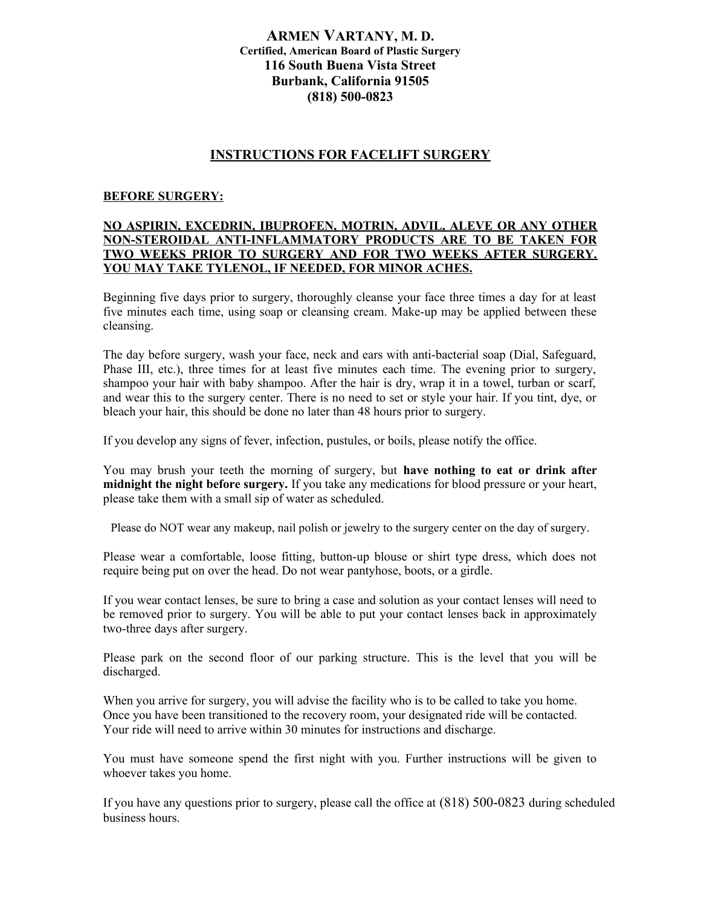# ARMEN VARTANY, M. D.

**Certified, American Board of Plastic Surgery**
**116 South Buena Vista Street**
**Burbank, California 91505**
**(818) 500-0823**

## INSTRUCTIONS FOR FACELIFT SURGERY

### BEFORE SURGERY:

**NO ASPIRIN, EXCEDRIN, IBUPROFEN, MOTRIN, ADVIL, ALEVE OR ANY OTHER NON-STEROIDAL ANTI-INFLAMMATORY PRODUCTS ARE TO BE TAKEN FOR TWO WEEKS PRIOR TO SURGERY AND FOR TWO WEEKS AFTER SURGERY. YOU MAY TAKE TYLENOL, IF NEEDED, FOR MINOR ACHES.**

Beginning five days prior to surgery, thoroughly cleanse your face three times a day for at least five minutes each time, using soap or cleansing cream. Make-up may be applied between these cleansing.

The day before surgery, wash your face, neck and ears with anti-bacterial soap (Dial, Safeguard, Phase III, etc.), three times for at least five minutes each time. The evening prior to surgery, shampoo your hair with baby shampoo. After the hair is dry, wrap it in a towel, turban or scarf, and wear this to the surgery center. There is no need to set or style your hair. If you tint, dye, or bleach your hair, this should be done no later than 48 hours prior to surgery.

If you develop any signs of fever, infection, pustules, or boils, please notify the office.

You may brush your teeth the morning of surgery, but **have nothing to eat or drink after midnight the night before surgery.** If you take any medications for blood pressure or your heart, please take them with a small sip of water as scheduled.

Please do NOT wear any makeup, nail polish or jewelry to the surgery center on the day of surgery.

Please wear a comfortable, loose fitting, button-up blouse or shirt type dress, which does not require being put on over the head. Do not wear pantyhose, boots, or a girdle.

If you wear contact lenses, be sure to bring a case and solution as your contact lenses will need to be removed prior to surgery. You will be able to put your contact lenses back in approximately two-three days after surgery.

Please park on the second floor of our parking structure. This is the level that you will be discharged.

When you arrive for surgery, you will advise the facility who is to be called to take you home. Once you have been transitioned to the recovery room, your designated ride will be contacted. Your ride will need to arrive within 30 minutes for instructions and discharge.

You must have someone spend the first night with you. Further instructions will be given to whoever takes you home.

If you have any questions prior to surgery, please call the office at (818) 500-0823 during scheduled business hours.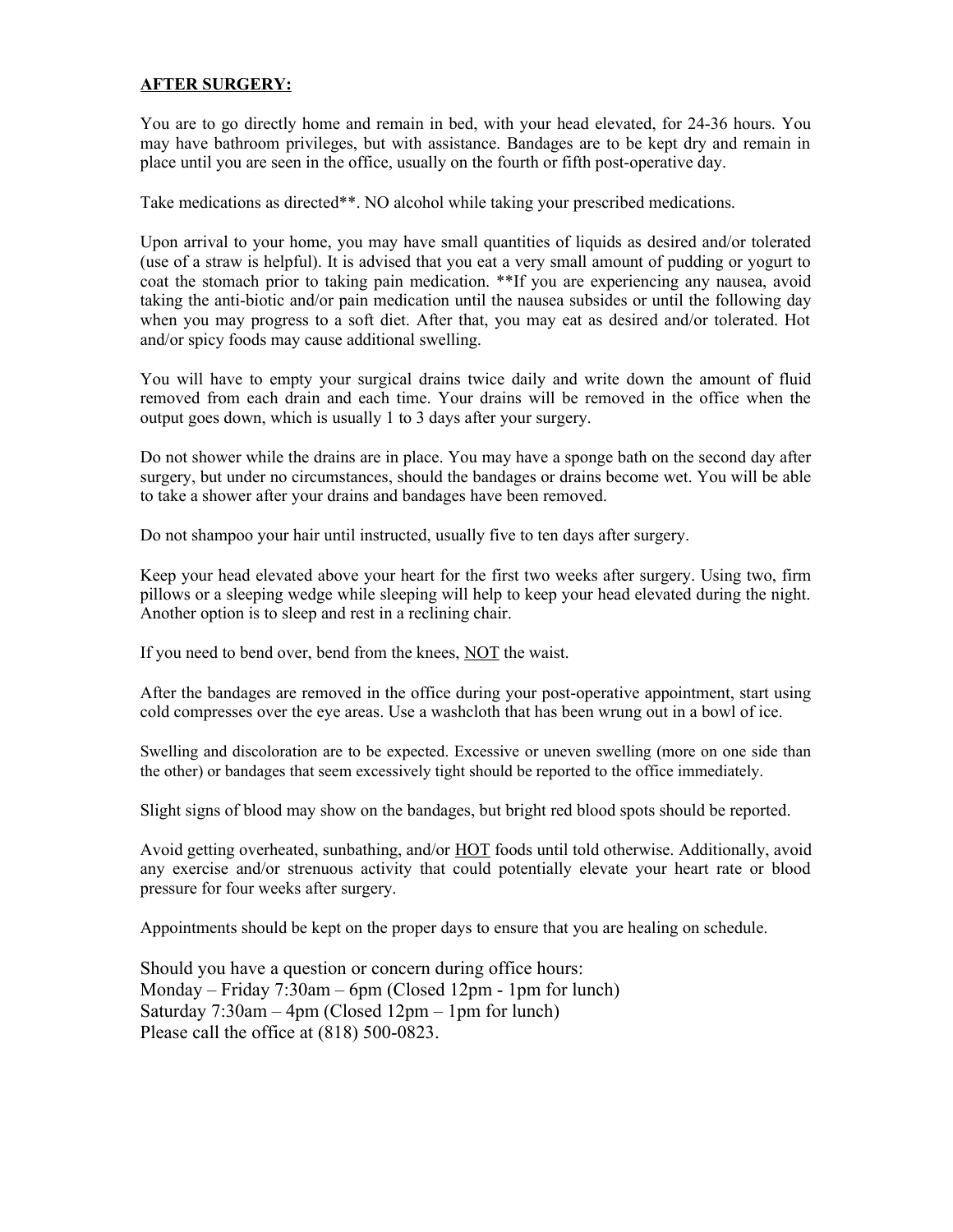## **AFTER SURGERY:**

You are to go directly home and remain in bed, with your head elevated, for 24-36 hours. You may have bathroom privileges, but with assistance. Bandages are to be kept dry and remain in place until you are seen in the office, usually on the fourth or fifth post-operative day.

Take medications as directed**. NO alcohol while taking your prescribed medications.

Upon arrival to your home, you may have small quantities of liquids as desired and/or tolerated (use of a straw is helpful). It is advised that you eat a very small amount of pudding or yogurt to coat the stomach prior to taking pain medication. **If you are experiencing any nausea, avoid taking the anti-biotic and/or pain medication until the nausea subsides or until the following day when you may progress to a soft diet. After that, you may eat as desired and/or tolerated. Hot and/or spicy foods may cause additional swelling.

You will have to empty your surgical drains twice daily and write down the amount of fluid removed from each drain and each time. Your drains will be removed in the office when the output goes down, which is usually 1 to 3 days after your surgery.

Do not shower while the drains are in place. You may have a sponge bath on the second day after surgery, but under no circumstances, should the bandages or drains become wet. You will be able to take a shower after your drains and bandages have been removed.

Do not shampoo your hair until instructed, usually five to ten days after surgery.

Keep your head elevated above your heart for the first two weeks after surgery. Using two, firm pillows or a sleeping wedge while sleeping will help to keep your head elevated during the night. Another option is to sleep and rest in a reclining chair.

If you need to bend over, bend from the knees, <u>NOT</u> the waist.

After the bandages are removed in the office during your post-operative appointment, start using cold compresses over the eye areas. Use a washcloth that has been wrung out in a bowl of ice.

Swelling and discoloration are to be expected. Excessive or uneven swelling (more on one side than the other) or bandages that seem excessively tight should be reported to the office immediately.

Slight signs of blood may show on the bandages, but bright red blood spots should be reported.

Avoid getting overheated, sunbathing, and/or <u>HOT</u> foods until told otherwise. Additionally, avoid any exercise and/or strenuous activity that could potentially elevate your heart rate or blood pressure for four weeks after surgery.

Appointments should be kept on the proper days to ensure that you are healing on schedule.

Should you have a question or concern during office hours:
Monday – Friday 7:30am – 6pm (Closed 12pm - 1pm for lunch)
Saturday 7:30am – 4pm (Closed 12pm – 1pm for lunch)
Please call the office at (818) 500-0823.